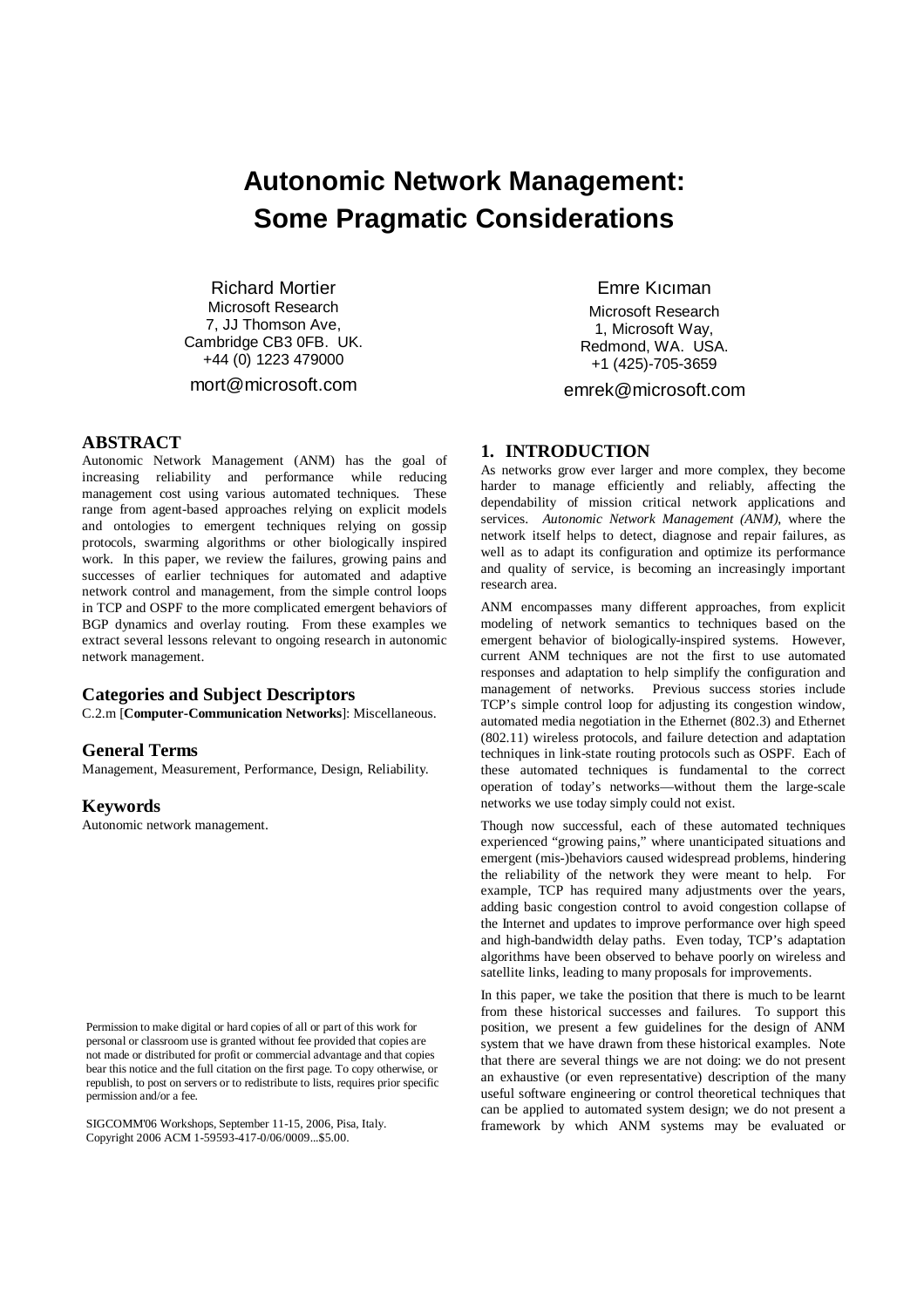# Autonomic Network Management: Some Pragmatic Considerations

Richard Mortier
Microsoft Research
7, JJ Thomson Ave,
Cambridge CB3 0FB. UK.
+44 (0) 1223 479000
mort@microsoft.com

Emre Kıcıman
Microsoft Research
1, Microsoft Way,
Redmond, WA. USA.
+1 (425)-705-3659
emrek@microsoft.com

## ABSTRACT

Autonomic Network Management (ANM) has the goal of increasing reliability and performance while reducing management cost using various automated techniques. These range from agent-based approaches relying on explicit models and ontologies to emergent techniques relying on gossip protocols, swarming algorithms or other biologically inspired work. In this paper, we review the failures, growing pains and successes of earlier techniques for automated and adaptive network control and management, from the simple control loops in TCP and OSPF to the more complicated emergent behaviors of BGP dynamics and overlay routing. From these examples we extract several lessons relevant to ongoing research in autonomic network management.

### Categories and Subject Descriptors

C.2.m [**Computer-Communication Networks**]: Miscellaneous.

### General Terms

Management, Measurement, Performance, Design, Reliability.

### Keywords

Autonomic network management.

Permission to make digital or hard copies of all or part of this work for personal or classroom use is granted without fee provided that copies are not made or distributed for profit or commercial advantage and that copies bear this notice and the full citation on the first page. To copy otherwise, or republish, to post on servers or to redistribute to lists, requires prior specific permission and/or a fee.

SIGCOMM'06 Workshops, September 11-15, 2006, Pisa, Italy.
Copyright 2006 ACM 1-59593-417-0/06/0009...$5.00.

## 1. INTRODUCTION

As networks grow ever larger and more complex, they become harder to manage efficiently and reliably, affecting the dependability of mission critical network applications and services. *Autonomic Network Management (ANM)*, where the network itself helps to detect, diagnose and repair failures, as well as to adapt its configuration and optimize its performance and quality of service, is becoming an increasingly important research area.

ANM encompasses many different approaches, from explicit modeling of network semantics to techniques based on the emergent behavior of biologically-inspired systems. However, current ANM techniques are not the first to use automated responses and adaptation to help simplify the configuration and management of networks. Previous success stories include TCP's simple control loop for adjusting its congestion window, automated media negotiation in the Ethernet (802.3) and Ethernet (802.11) wireless protocols, and failure detection and adaptation techniques in link-state routing protocols such as OSPF. Each of these automated techniques is fundamental to the correct operation of today's networks—without them the large-scale networks we use today simply could not exist.

Though now successful, each of these automated techniques experienced "growing pains," where unanticipated situations and emergent (mis-)behaviors caused widespread problems, hindering the reliability of the network they were meant to help. For example, TCP has required many adjustments over the years, adding basic congestion control to avoid congestion collapse of the Internet and updates to improve performance over high speed and high-bandwidth delay paths. Even today, TCP's adaptation algorithms have been observed to behave poorly on wireless and satellite links, leading to many proposals for improvements.

In this paper, we take the position that there is much to be learnt from these historical successes and failures. To support this position, we present a few guidelines for the design of ANM system that we have drawn from these historical examples. Note that there are several things we are not doing: we do not present an exhaustive (or even representative) description of the many useful software engineering or control theoretical techniques that can be applied to automated system design; we do not present a framework by which ANM systems may be evaluated or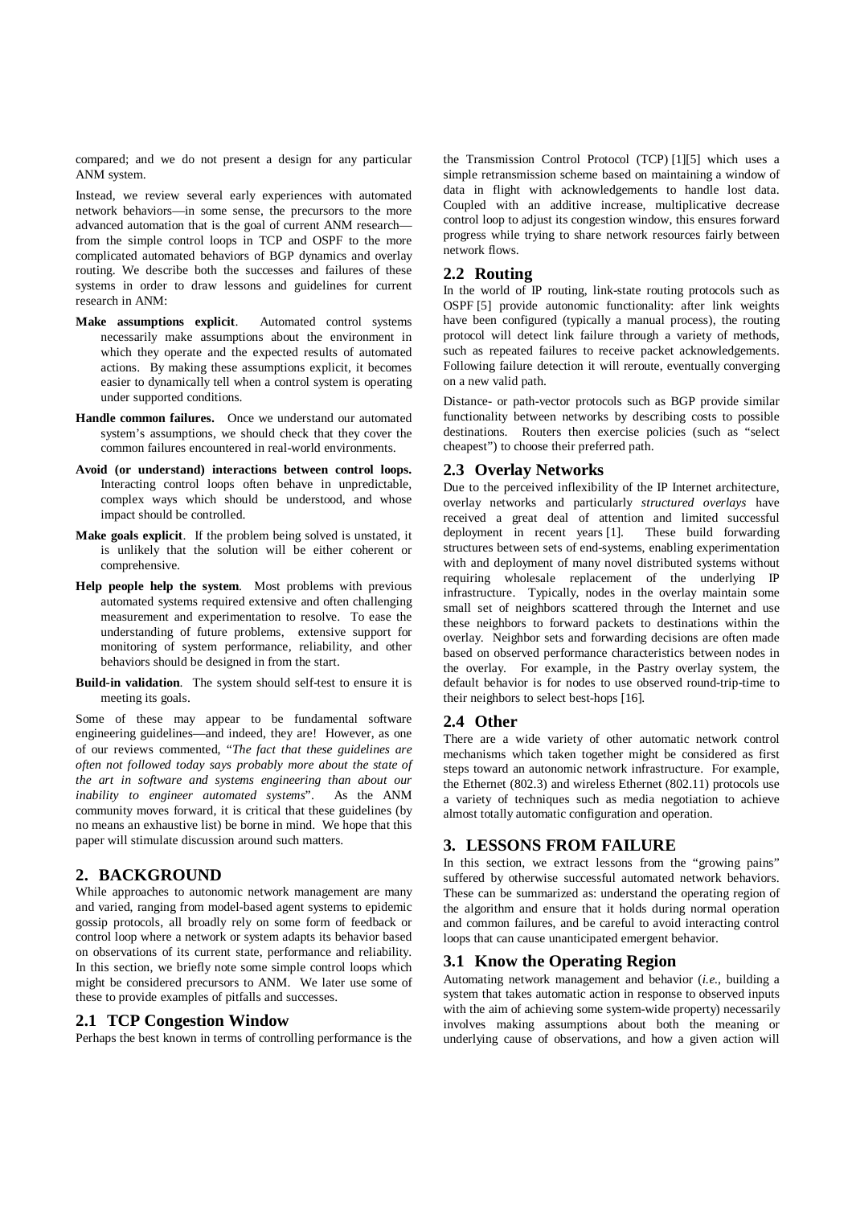compared; and we do not present a design for any particular ANM system.

Instead, we review several early experiences with automated network behaviors—in some sense, the precursors to the more advanced automation that is the goal of current ANM research—from the simple control loops in TCP and OSPF to the more complicated automated behaviors of BGP dynamics and overlay routing. We describe both the successes and failures of these systems in order to draw lessons and guidelines for current research in ANM:

- **Make assumptions explicit**. Automated control systems necessarily make assumptions about the environment in which they operate and the expected results of automated actions. By making these assumptions explicit, it becomes easier to dynamically tell when a control system is operating under supported conditions.
- **Handle common failures.** Once we understand our automated system's assumptions, we should check that they cover the common failures encountered in real-world environments.
- **Avoid (or understand) interactions between control loops.** Interacting control loops often behave in unpredictable, complex ways which should be understood, and whose impact should be controlled.
- **Make goals explicit**. If the problem being solved is unstated, it is unlikely that the solution will be either coherent or comprehensive.
- **Help people help the system**. Most problems with previous automated systems required extensive and often challenging measurement and experimentation to resolve. To ease the understanding of future problems, extensive support for monitoring of system performance, reliability, and other behaviors should be designed in from the start.
- **Build-in validation**. The system should self-test to ensure it is meeting its goals.

Some of these may appear to be fundamental software engineering guidelines—and indeed, they are! However, as one of our reviews commented, "*The fact that these guidelines are often not followed today says probably more about the state of the art in software and systems engineering than about our inability to engineer automated systems*". As the ANM community moves forward, it is critical that these guidelines (by no means an exhaustive list) be borne in mind. We hope that this paper will stimulate discussion around such matters.

## 2. BACKGROUND

While approaches to autonomic network management are many and varied, ranging from model-based agent systems to epidemic gossip protocols, all broadly rely on some form of feedback or control loop where a network or system adapts its behavior based on observations of its current state, performance and reliability. In this section, we briefly note some simple control loops which might be considered precursors to ANM. We later use some of these to provide examples of pitfalls and successes.

### 2.1 TCP Congestion Window

Perhaps the best known in terms of controlling performance is the the Transmission Control Protocol (TCP) [1][5] which uses a simple retransmission scheme based on maintaining a window of data in flight with acknowledgements to handle lost data. Coupled with an additive increase, multiplicative decrease control loop to adjust its congestion window, this ensures forward progress while trying to share network resources fairly between network flows.

### 2.2 Routing

In the world of IP routing, link-state routing protocols such as OSPF [5] provide autonomic functionality: after link weights have been configured (typically a manual process), the routing protocol will detect link failure through a variety of methods, such as repeated failures to receive packet acknowledgements. Following failure detection it will reroute, eventually converging on a new valid path.

Distance- or path-vector protocols such as BGP provide similar functionality between networks by describing costs to possible destinations. Routers then exercise policies (such as "select cheapest") to choose their preferred path.

### 2.3 Overlay Networks

Due to the perceived inflexibility of the IP Internet architecture, overlay networks and particularly *structured overlays* have received a great deal of attention and limited successful deployment in recent years [1]. These build forwarding structures between sets of end-systems, enabling experimentation with and deployment of many novel distributed systems without requiring wholesale replacement of the underlying IP infrastructure. Typically, nodes in the overlay maintain some small set of neighbors scattered through the Internet and use these neighbors to forward packets to destinations within the overlay. Neighbor sets and forwarding decisions are often made based on observed performance characteristics between nodes in the overlay. For example, in the Pastry overlay system, the default behavior is for nodes to use observed round-trip-time to their neighbors to select best-hops [16].

### 2.4 Other

There are a wide variety of other automatic network control mechanisms which taken together might be considered as first steps toward an autonomic network infrastructure. For example, the Ethernet (802.3) and wireless Ethernet (802.11) protocols use a variety of techniques such as media negotiation to achieve almost totally automatic configuration and operation.

## 3. LESSONS FROM FAILURE

In this section, we extract lessons from the "growing pains" suffered by otherwise successful automated network behaviors. These can be summarized as: understand the operating region of the algorithm and ensure that it holds during normal operation and common failures, and be careful to avoid interacting control loops that can cause unanticipated emergent behavior.

### 3.1 Know the Operating Region

Automating network management and behavior (*i.e.*, building a system that takes automatic action in response to observed inputs with the aim of achieving some system-wide property) necessarily involves making assumptions about both the meaning or underlying cause of observations, and how a given action will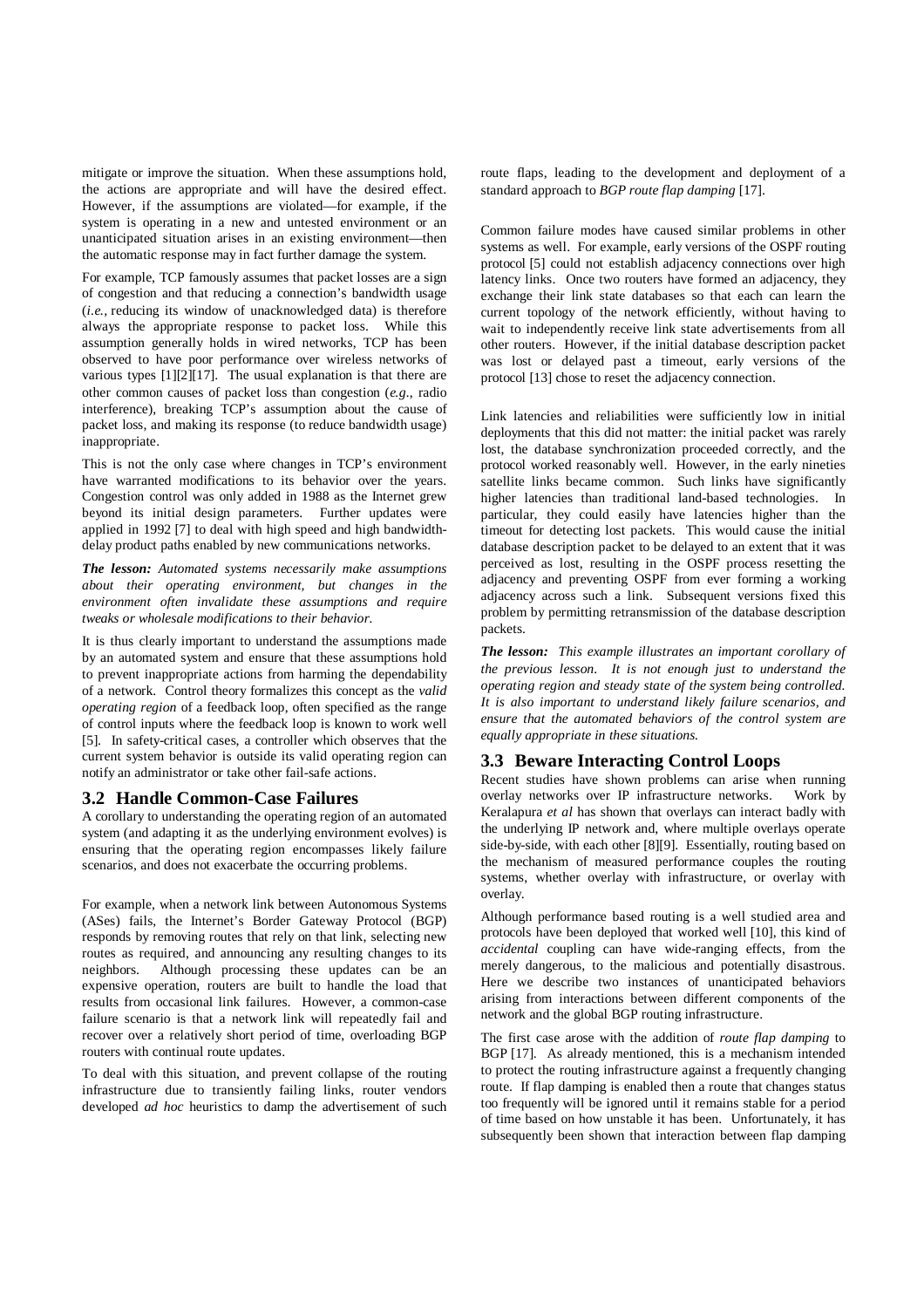mitigate or improve the situation. When these assumptions hold, the actions are appropriate and will have the desired effect. However, if the assumptions are violated—for example, if the system is operating in a new and untested environment or an unanticipated situation arises in an existing environment—then the automatic response may in fact further damage the system.

For example, TCP famously assumes that packet losses are a sign of congestion and that reducing a connection's bandwidth usage (*i.e.*, reducing its window of unacknowledged data) is therefore always the appropriate response to packet loss. While this assumption generally holds in wired networks, TCP has been observed to have poor performance over wireless networks of various types [1][2][17]. The usual explanation is that there are other common causes of packet loss than congestion (*e.g.*, radio interference), breaking TCP's assumption about the cause of packet loss, and making its response (to reduce bandwidth usage) inappropriate.

This is not the only case where changes in TCP's environment have warranted modifications to its behavior over the years. Congestion control was only added in 1988 as the Internet grew beyond its initial design parameters. Further updates were applied in 1992 [7] to deal with high speed and high bandwidth-delay product paths enabled by new communications networks.

***The lesson:*** *Automated systems necessarily make assumptions about their operating environment, but changes in the environment often invalidate these assumptions and require tweaks or wholesale modifications to their behavior.*

It is thus clearly important to understand the assumptions made by an automated system and ensure that these assumptions hold to prevent inappropriate actions from harming the dependability of a network. Control theory formalizes this concept as the *valid operating region* of a feedback loop, often specified as the range of control inputs where the feedback loop is known to work well [5]. In safety-critical cases, a controller which observes that the current system behavior is outside its valid operating region can notify an administrator or take other fail-safe actions.

### 3.2 Handle Common-Case Failures

A corollary to understanding the operating region of an automated system (and adapting it as the underlying environment evolves) is ensuring that the operating region encompasses likely failure scenarios, and does not exacerbate the occurring problems.

For example, when a network link between Autonomous Systems (ASes) fails, the Internet's Border Gateway Protocol (BGP) responds by removing routes that rely on that link, selecting new routes as required, and announcing any resulting changes to its neighbors. Although processing these updates can be an expensive operation, routers are built to handle the load that results from occasional link failures. However, a common-case failure scenario is that a network link will repeatedly fail and recover over a relatively short period of time, overloading BGP routers with continual route updates.

To deal with this situation, and prevent collapse of the routing infrastructure due to transiently failing links, router vendors developed *ad hoc* heuristics to damp the advertisement of such route flaps, leading to the development and deployment of a standard approach to *BGP route flap damping* [17].

Common failure modes have caused similar problems in other systems as well. For example, early versions of the OSPF routing protocol [5] could not establish adjacency connections over high latency links. Once two routers have formed an adjacency, they exchange their link state databases so that each can learn the current topology of the network efficiently, without having to wait to independently receive link state advertisements from all other routers. However, if the initial database description packet was lost or delayed past a timeout, early versions of the protocol [13] chose to reset the adjacency connection.

Link latencies and reliabilities were sufficiently low in initial deployments that this did not matter: the initial packet was rarely lost, the database synchronization proceeded correctly, and the protocol worked reasonably well. However, in the early nineties satellite links became common. Such links have significantly higher latencies than traditional land-based technologies. In particular, they could easily have latencies higher than the timeout for detecting lost packets. This would cause the initial database description packet to be delayed to an extent that it was perceived as lost, resulting in the OSPF process resetting the adjacency and preventing OSPF from ever forming a working adjacency across such a link. Subsequent versions fixed this problem by permitting retransmission of the database description packets.

***The lesson:*** *This example illustrates an important corollary of the previous lesson. It is not enough just to understand the operating region and steady state of the system being controlled. It is also important to understand likely failure scenarios, and ensure that the automated behaviors of the control system are equally appropriate in these situations.*

### 3.3 Beware Interacting Control Loops

Recent studies have shown problems can arise when running overlay networks over IP infrastructure networks. Work by Keralapura *et al* has shown that overlays can interact badly with the underlying IP network and, where multiple overlays operate side-by-side, with each other [8][9]. Essentially, routing based on the mechanism of measured performance couples the routing systems, whether overlay with infrastructure, or overlay with overlay.

Although performance based routing is a well studied area and protocols have been deployed that worked well [10], this kind of *accidental* coupling can have wide-ranging effects, from the merely dangerous, to the malicious and potentially disastrous. Here we describe two instances of unanticipated behaviors arising from interactions between different components of the network and the global BGP routing infrastructure.

The first case arose with the addition of *route flap damping* to BGP [17]. As already mentioned, this is a mechanism intended to protect the routing infrastructure against a frequently changing route. If flap damping is enabled then a route that changes status too frequently will be ignored until it remains stable for a period of time based on how unstable it has been. Unfortunately, it has subsequently been shown that interaction between flap damping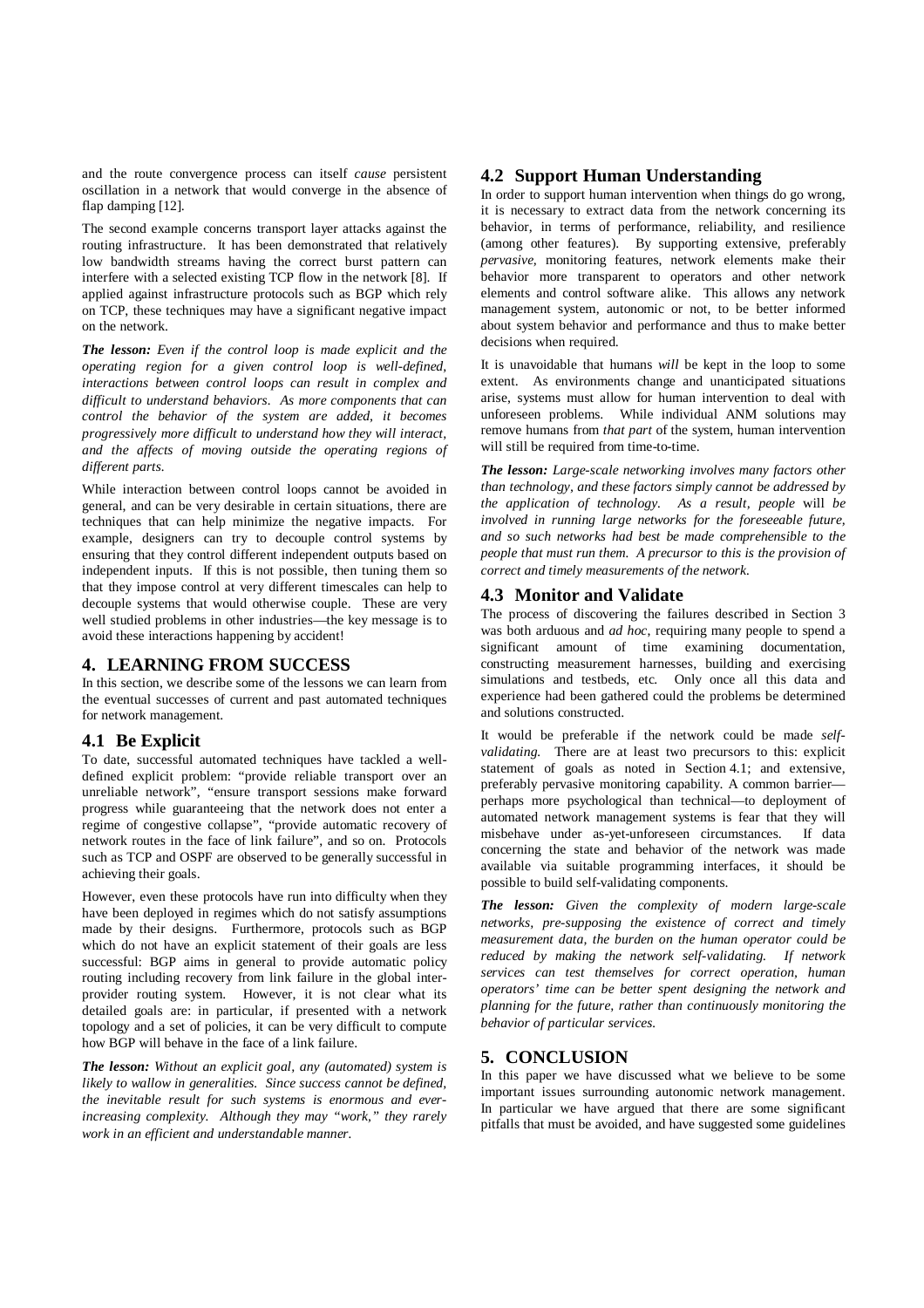and the route convergence process can itself *cause* persistent oscillation in a network that would converge in the absence of flap damping [12].

The second example concerns transport layer attacks against the routing infrastructure. It has been demonstrated that relatively low bandwidth streams having the correct burst pattern can interfere with a selected existing TCP flow in the network [8]. If applied against infrastructure protocols such as BGP which rely on TCP, these techniques may have a significant negative impact on the network.

***The lesson:*** *Even if the control loop is made explicit and the operating region for a given control loop is well-defined, interactions between control loops can result in complex and difficult to understand behaviors. As more components that can control the behavior of the system are added, it becomes progressively more difficult to understand how they will interact, and the affects of moving outside the operating regions of different parts.*

While interaction between control loops cannot be avoided in general, and can be very desirable in certain situations, there are techniques that can help minimize the negative impacts. For example, designers can try to decouple control systems by ensuring that they control different independent outputs based on independent inputs. If this is not possible, then tuning them so that they impose control at very different timescales can help to decouple systems that would otherwise couple. These are very well studied problems in other industries—the key message is to avoid these interactions happening by accident!

## 4. LEARNING FROM SUCCESS

In this section, we describe some of the lessons we can learn from the eventual successes of current and past automated techniques for network management.

### 4.1 Be Explicit

To date, successful automated techniques have tackled a well-defined explicit problem: "provide reliable transport over an unreliable network", "ensure transport sessions make forward progress while guaranteeing that the network does not enter a regime of congestive collapse", "provide automatic recovery of network routes in the face of link failure", and so on. Protocols such as TCP and OSPF are observed to be generally successful in achieving their goals.

However, even these protocols have run into difficulty when they have been deployed in regimes which do not satisfy assumptions made by their designs. Furthermore, protocols such as BGP which do not have an explicit statement of their goals are less successful: BGP aims in general to provide automatic policy routing including recovery from link failure in the global inter-provider routing system. However, it is not clear what its detailed goals are: in particular, if presented with a network topology and a set of policies, it can be very difficult to compute how BGP will behave in the face of a link failure.

***The lesson:*** *Without an explicit goal, any (automated) system is likely to wallow in generalities. Since success cannot be defined, the inevitable result for such systems is enormous and ever-increasing complexity. Although they may "work," they rarely work in an efficient and understandable manner.*

### 4.2 Support Human Understanding

In order to support human intervention when things do go wrong, it is necessary to extract data from the network concerning its behavior, in terms of performance, reliability, and resilience (among other features). By supporting extensive, preferably *pervasive*, monitoring features, network elements make their behavior more transparent to operators and other network elements and control software alike. This allows any network management system, autonomic or not, to be better informed about system behavior and performance and thus to make better decisions when required.

It is unavoidable that humans *will* be kept in the loop to some extent. As environments change and unanticipated situations arise, systems must allow for human intervention to deal with unforeseen problems. While individual ANM solutions may remove humans from *that part* of the system, human intervention will still be required from time-to-time.

***The lesson:*** *Large-scale networking involves many factors other than technology, and these factors simply cannot be addressed by the application of technology. As a result, people* will *be involved in running large networks for the foreseeable future, and so such networks had best be made comprehensible to the people that must run them. A precursor to this is the provision of correct and timely measurements of the network.*

### 4.3 Monitor and Validate

The process of discovering the failures described in Section 3 was both arduous and *ad hoc*, requiring many people to spend a significant amount of time examining documentation, constructing measurement harnesses, building and exercising simulations and testbeds, etc. Only once all this data and experience had been gathered could the problems be determined and solutions constructed.

It would be preferable if the network could be made *self-validating.* There are at least two precursors to this: explicit statement of goals as noted in Section 4.1; and extensive, preferably pervasive monitoring capability. A common barrier—perhaps more psychological than technical—to deployment of automated network management systems is fear that they will misbehave under as-yet-unforeseen circumstances. If data concerning the state and behavior of the network was made available via suitable programming interfaces, it should be possible to build self-validating components.

***The lesson:*** *Given the complexity of modern large-scale networks, pre-supposing the existence of correct and timely measurement data, the burden on the human operator could be reduced by making the network self-validating. If network services can test themselves for correct operation, human operators' time can be better spent designing the network and planning for the future, rather than continuously monitoring the behavior of particular services.*

## 5. CONCLUSION

In this paper we have discussed what we believe to be some important issues surrounding autonomic network management. In particular we have argued that there are some significant pitfalls that must be avoided, and have suggested some guidelines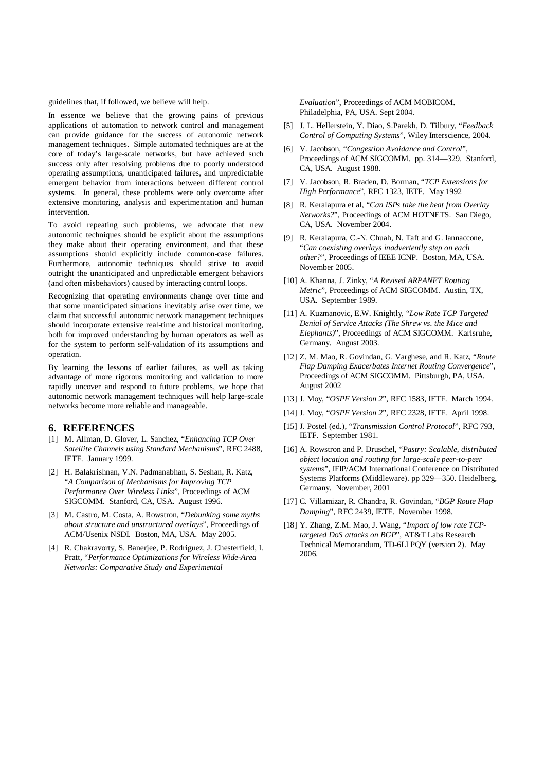guidelines that, if followed, we believe will help.

In essence we believe that the growing pains of previous applications of automation to network control and management can provide guidance for the success of autonomic network management techniques. Simple automated techniques are at the core of today's large-scale networks, but have achieved such success only after resolving problems due to poorly understood operating assumptions, unanticipated failures, and unpredictable emergent behavior from interactions between different control systems. In general, these problems were only overcome after extensive monitoring, analysis and experimentation and human intervention.

To avoid repeating such problems, we advocate that new autonomic techniques should be explicit about the assumptions they make about their operating environment, and that these assumptions should explicitly include common-case failures. Furthermore, autonomic techniques should strive to avoid outright the unanticipated and unpredictable emergent behaviors (and often misbehaviors) caused by interacting control loops.

Recognizing that operating environments change over time and that some unanticipated situations inevitably arise over time, we claim that successful autonomic network management techniques should incorporate extensive real-time and historical monitoring, both for improved understanding by human operators as well as for the system to perform self-validation of its assumptions and operation.

By learning the lessons of earlier failures, as well as taking advantage of more rigorous monitoring and validation to more rapidly uncover and respond to future problems, we hope that autonomic network management techniques will help large-scale networks become more reliable and manageable.

## 6. REFERENCES

[1] M. Allman, D. Glover, L. Sanchez, "*Enhancing TCP Over Satellite Channels using Standard Mechanisms*", RFC 2488, IETF. January 1999.

[2] H. Balakrishnan, V.N. Padmanabhan, S. Seshan, R. Katz, "*A Comparison of Mechanisms for Improving TCP Performance Over Wireless Links*", Proceedings of ACM SIGCOMM. Stanford, CA, USA. August 1996.

[3] M. Castro, M. Costa, A. Rowstron, "*Debunking some myths about structure and unstructured overlays*", Proceedings of ACM/Usenix NSDI. Boston, MA, USA. May 2005.

[4] R. Chakravorty, S. Banerjee, P. Rodriguez, J. Chesterfield, I. Pratt, "*Performance Optimizations for Wireless Wide-Area Networks: Comparative Study and Experimental Evaluation*", Proceedings of ACM MOBICOM. Philadelphia, PA, USA. Sept 2004.

[5] J. L. Hellerstein, Y. Diao, S.Parekh, D. Tilbury, "*Feedback Control of Computing Systems*", Wiley Interscience, 2004.

[6] V. Jacobson, "*Congestion Avoidance and Control*", Proceedings of ACM SIGCOMM. pp. 314—329. Stanford, CA, USA. August 1988.

[7] V. Jacobson, R. Braden, D. Borman, "*TCP Extensions for High Performance*", RFC 1323, IETF. May 1992

[8] R. Keralapura et al, "*Can ISPs take the heat from Overlay Networks?*", Proceedings of ACM HOTNETS. San Diego, CA, USA. November 2004.

[9] R. Keralapura, C.-N. Chuah, N. Taft and G. Iannaccone, "*Can coexisting overlays inadvertently step on each other?*", Proceedings of IEEE ICNP. Boston, MA, USA. November 2005.

[10] A. Khanna, J. Zinky, "*A Revised ARPANET Routing Metric*", Proceedings of ACM SIGCOMM. Austin, TX, USA. September 1989.

[11] A. Kuzmanovic, E.W. Knightly, "*Low Rate TCP Targeted Denial of Service Attacks (The Shrew vs. the Mice and Elephants)*", Proceedings of ACM SIGCOMM. Karlsruhe, Germany. August 2003.

[12] Z. M. Mao, R. Govindan, G. Varghese, and R. Katz, "*Route Flap Damping Exacerbates Internet Routing Convergence*", Proceedings of ACM SIGCOMM. Pittsburgh, PA, USA. August 2002

[13] J. Moy, "*OSPF Version 2*", RFC 1583, IETF. March 1994.

[14] J. Moy, "*OSPF Version 2*", RFC 2328, IETF. April 1998.

[15] J. Postel (ed.), "*Transmission Control Protocol*", RFC 793, IETF. September 1981.

[16] A. Rowstron and P. Druschel, "*Pastry: Scalable, distributed object location and routing for large-scale peer-to-peer systems*", IFIP/ACM International Conference on Distributed Systems Platforms (Middleware). pp 329—350. Heidelberg, Germany. November, 2001

[17] C. Villamizar, R. Chandra, R. Govindan, "*BGP Route Flap Damping*", RFC 2439, IETF. November 1998.

[18] Y. Zhang, Z.M. Mao, J. Wang, "*Impact of low rate TCP-targeted DoS attacks on BGP*", AT&T Labs Research Technical Memorandum, TD-6LLPQY (version 2). May 2006.